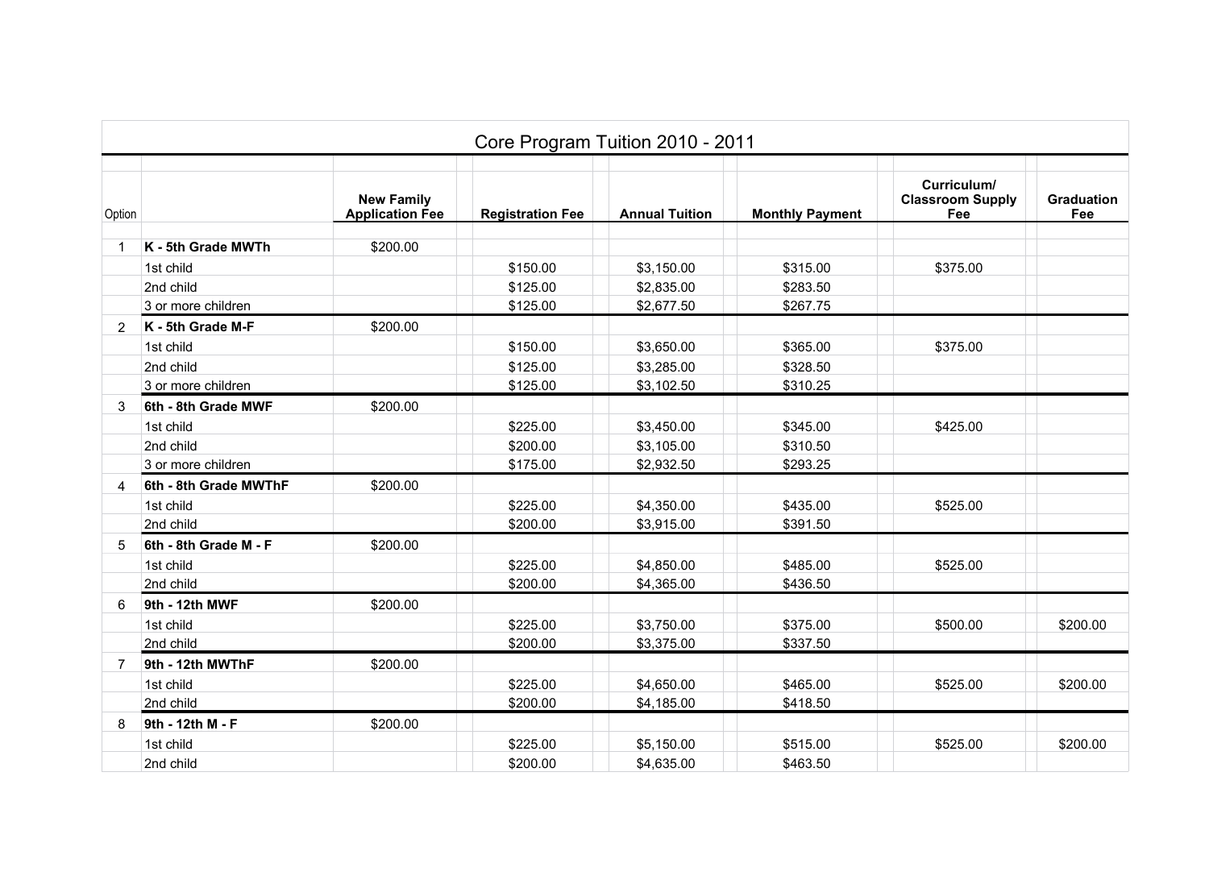# Core Program Tuition 2010 - 2011

| Option | | New Family Application Fee | Registration Fee | Annual Tuition | Monthly Payment | Curriculum/ Classroom Supply Fee | Graduation Fee |
|---|---|---|---|---|---|---|---|
| 1 | **K - 5th Grade MWTh** | $200.00 | | | | | |
| | 1st child | | $150.00 | $3,150.00 | $315.00 | $375.00 | |
| | 2nd child | | $125.00 | $2,835.00 | $283.50 | | |
| | 3 or more children | | $125.00 | $2,677.50 | $267.75 | | |
| 2 | **K - 5th Grade M-F** | $200.00 | | | | | |
| | 1st child | | $150.00 | $3,650.00 | $365.00 | $375.00 | |
| | 2nd child | | $125.00 | $3,285.00 | $328.50 | | |
| | 3 or more children | | $125.00 | $3,102.50 | $310.25 | | |
| 3 | **6th - 8th Grade MWF** | $200.00 | | | | | |
| | 1st child | | $225.00 | $3,450.00 | $345.00 | $425.00 | |
| | 2nd child | | $200.00 | $3,105.00 | $310.50 | | |
| | 3 or more children | | $175.00 | $2,932.50 | $293.25 | | |
| 4 | **6th - 8th Grade MWThF** | $200.00 | | | | | |
| | 1st child | | $225.00 | $4,350.00 | $435.00 | $525.00 | |
| | 2nd child | | $200.00 | $3,915.00 | $391.50 | | |
| 5 | **6th - 8th Grade M - F** | $200.00 | | | | | |
| | 1st child | | $225.00 | $4,850.00 | $485.00 | $525.00 | |
| | 2nd child | | $200.00 | $4,365.00 | $436.50 | | |
| 6 | **9th - 12th MWF** | $200.00 | | | | | |
| | 1st child | | $225.00 | $3,750.00 | $375.00 | $500.00 | $200.00 |
| | 2nd child | | $200.00 | $3,375.00 | $337.50 | | |
| 7 | **9th - 12th MWThF** | $200.00 | | | | | |
| | 1st child | | $225.00 | $4,650.00 | $465.00 | $525.00 | $200.00 |
| | 2nd child | | $200.00 | $4,185.00 | $418.50 | | |
| 8 | **9th - 12th M - F** | $200.00 | | | | | |
| | 1st child | | $225.00 | $5,150.00 | $515.00 | $525.00 | $200.00 |
| | 2nd child | | $200.00 | $4,635.00 | $463.50 | | |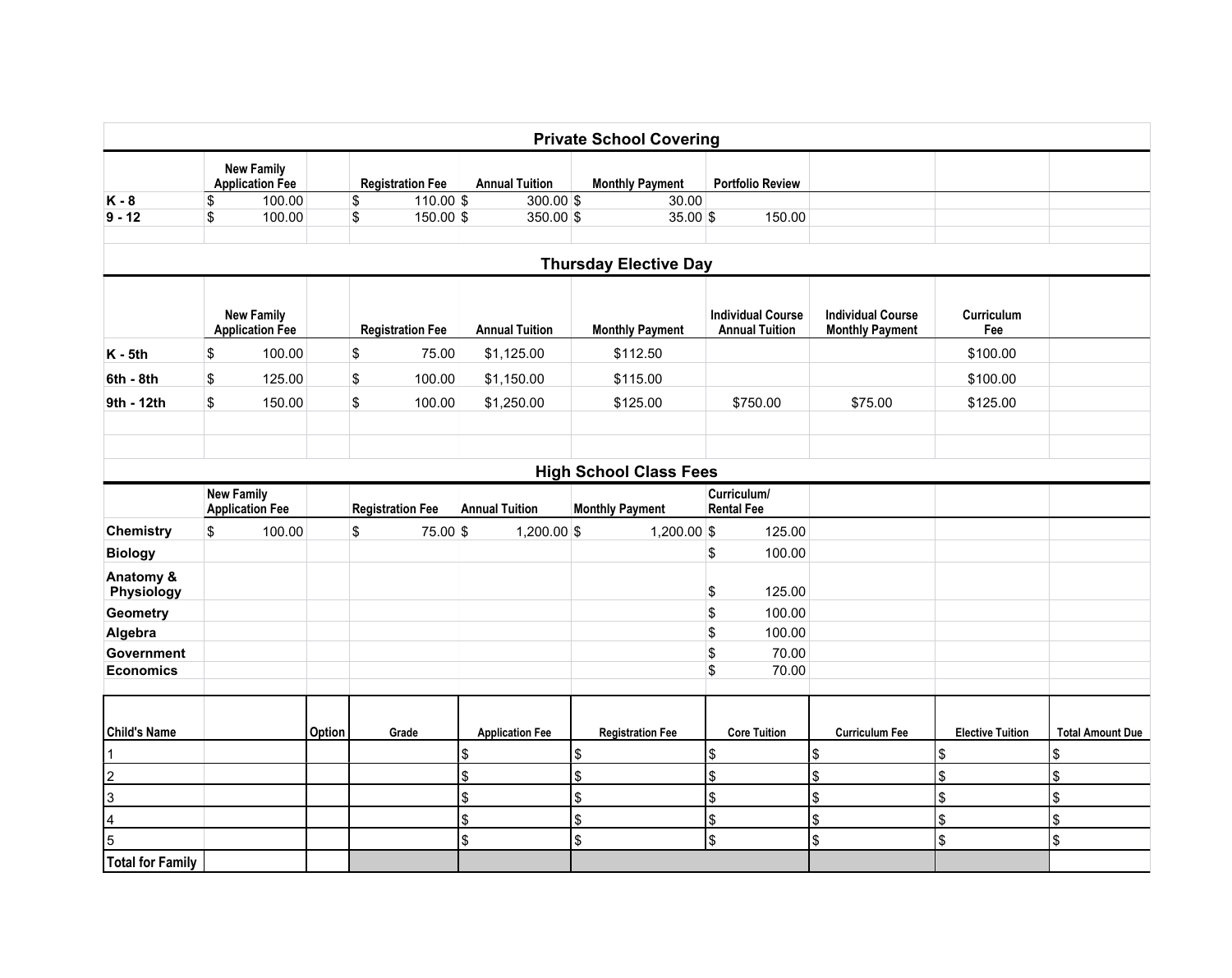## Private School Covering

| | New Family Application Fee | Registration Fee | Annual Tuition | Monthly Payment | Portfolio Review |
|---|---|---|---|---|---|
| K - 8 | $ 100.00 | $ 110.00 | $ 300.00 | $ 30.00 | |
| 9 - 12 | $ 100.00 | $ 150.00 | $ 350.00 | $ 35.00 | $ 150.00 |

## Thursday Elective Day

| | New Family Application Fee | Registration Fee | Annual Tuition | Monthly Payment | Individual Course Annual Tuition | Individual Course Monthly Payment | Curriculum Fee |
|---|---|---|---|---|---|---|---|
| K - 5th | $ 100.00 | $ 75.00 | $1,125.00 | $112.50 | | | $100.00 |
| 6th - 8th | $ 125.00 | $ 100.00 | $1,150.00 | $115.00 | | | $100.00 |
| 9th - 12th | $ 150.00 | $ 100.00 | $1,250.00 | $125.00 | $750.00 | $75.00 | $125.00 |

## High School Class Fees

| | New Family Application Fee | Registration Fee | Annual Tuition | Monthly Payment | Curriculum/ Rental Fee |
|---|---|---|---|---|---|
| Chemistry | $ 100.00 | $ 75.00 | $ 1,200.00 | $ 1,200.00 | $ 125.00 |
| Biology | | | | | $ 100.00 |
| Anatomy & Physiology | | | | | $ 125.00 |
| Geometry | | | | | $ 100.00 |
| Algebra | | | | | $ 100.00 |
| Government | | | | | $ 70.00 |
| Economics | | | | | $ 70.00 |

| Child's Name | | Option | Grade | Application Fee | Registration Fee | Core Tuition | Curriculum Fee | Elective Tuition | Total Amount Due |
|---|---|---|---|---|---|---|---|---|---|
| 1 | | | | $ | $ | $ | $ | $ | $ |
| 2 | | | | $ | $ | $ | $ | $ | $ |
| 3 | | | | $ | $ | $ | $ | $ | $ |
| 4 | | | | $ | $ | $ | $ | $ | $ |
| 5 | | | | $ | $ | $ | $ | $ | $ |
| Total for Family | | | | | | | | | |